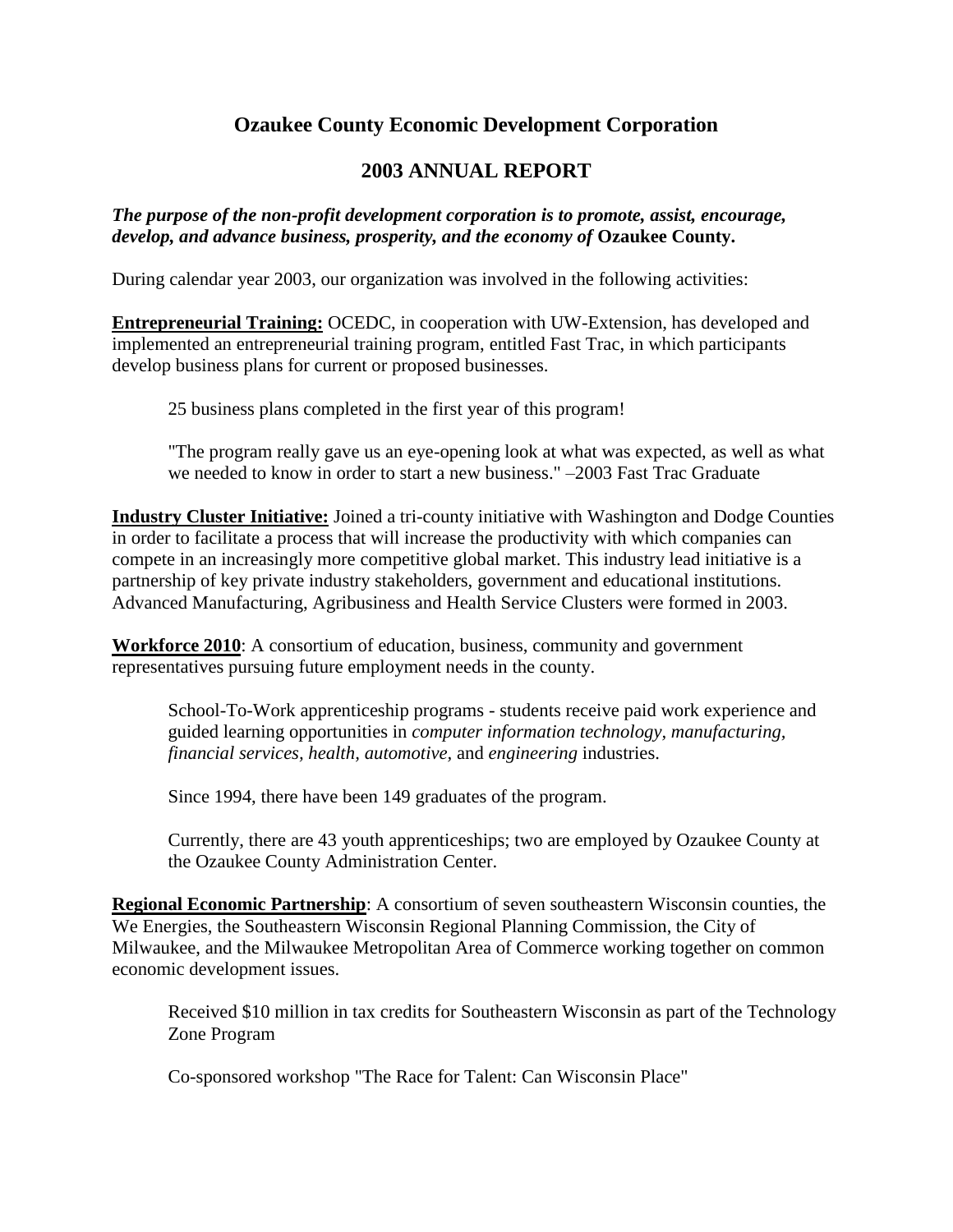# Ozaukee County Economic Development Corporation

## 2003 ANNUAL REPORT

***The purpose of the non-profit development corporation is to promote, assist, encourage, develop, and advance business, prosperity, and the economy of* Ozaukee County.**

During calendar year 2003, our organization was involved in the following activities:

**Entrepreneurial Training:** OCEDC, in cooperation with UW-Extension, has developed and implemented an entrepreneurial training program, entitled Fast Trac, in which participants develop business plans for current or proposed businesses.

> 25 business plans completed in the first year of this program!
>
> "The program really gave us an eye-opening look at what was expected, as well as what we needed to know in order to start a new business." –2003 Fast Trac Graduate

**Industry Cluster Initiative:** Joined a tri-county initiative with Washington and Dodge Counties in order to facilitate a process that will increase the productivity with which companies can compete in an increasingly more competitive global market. This industry lead initiative is a partnership of key private industry stakeholders, government and educational institutions. Advanced Manufacturing, Agribusiness and Health Service Clusters were formed in 2003.

**Workforce 2010**: A consortium of education, business, community and government representatives pursuing future employment needs in the county.

> School-To-Work apprenticeship programs - students receive paid work experience and guided learning opportunities in *computer information technology, manufacturing, financial services, health, automotive,* and *engineering* industries.
>
> Since 1994, there have been 149 graduates of the program.
>
> Currently, there are 43 youth apprenticeships; two are employed by Ozaukee County at the Ozaukee County Administration Center.

**Regional Economic Partnership**: A consortium of seven southeastern Wisconsin counties, the We Energies, the Southeastern Wisconsin Regional Planning Commission, the City of Milwaukee, and the Milwaukee Metropolitan Area of Commerce working together on common economic development issues.

> Received $10 million in tax credits for Southeastern Wisconsin as part of the Technology Zone Program
>
> Co-sponsored workshop "The Race for Talent: Can Wisconsin Place"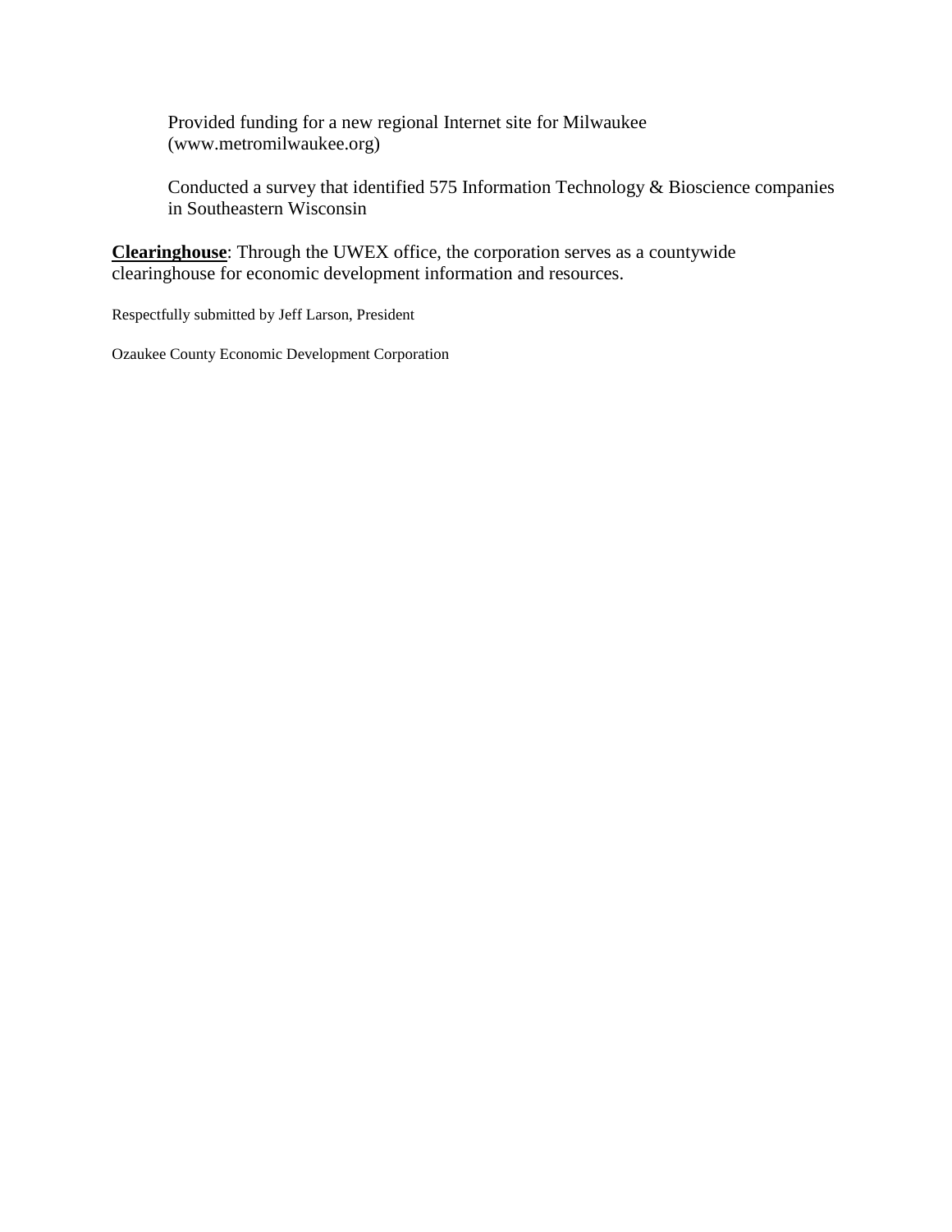Provided funding for a new regional Internet site for Milwaukee (www.metromilwaukee.org)

Conducted a survey that identified 575 Information Technology & Bioscience companies in Southeastern Wisconsin

**Clearinghouse**: Through the UWEX office, the corporation serves as a countywide clearinghouse for economic development information and resources.

Respectfully submitted by Jeff Larson, President

Ozaukee County Economic Development Corporation